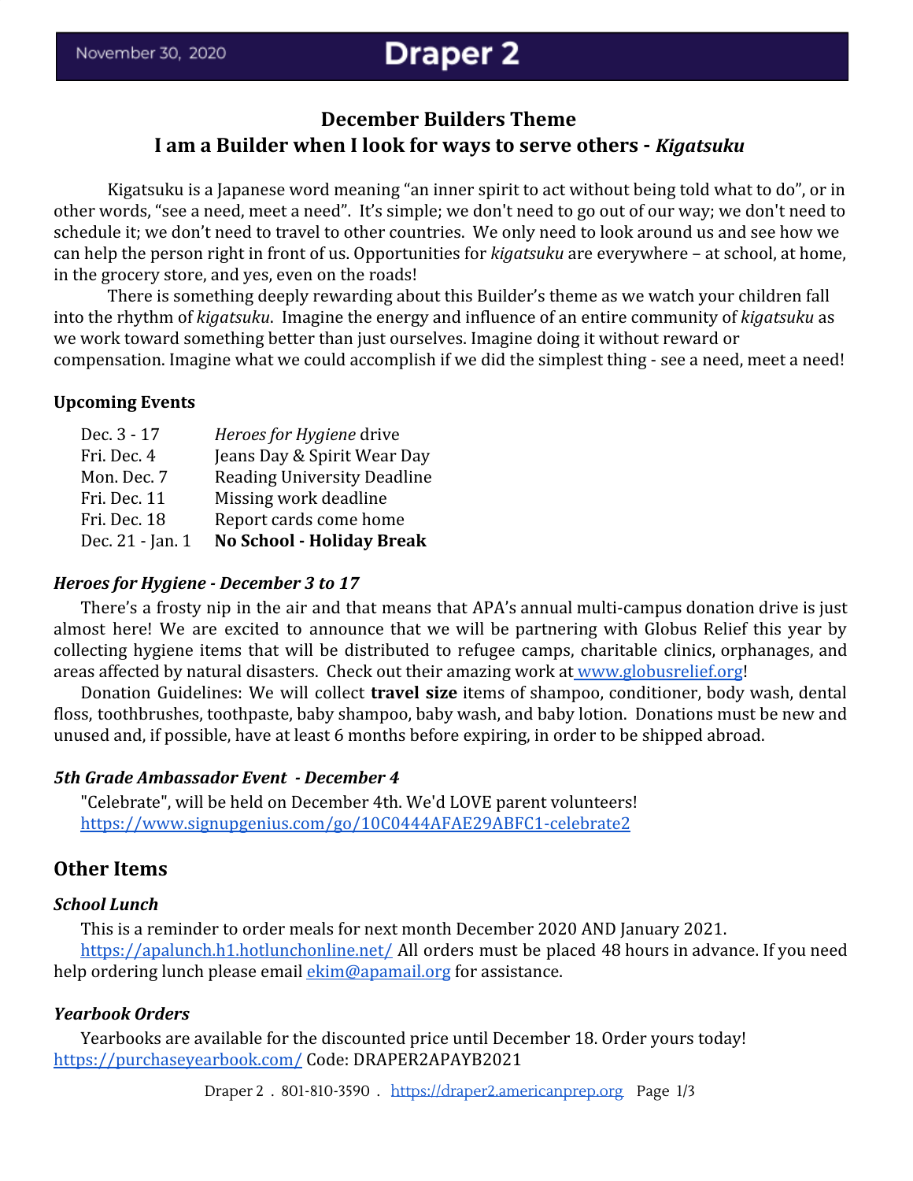November 30, 2020

# Draper 2

## December Builders Theme
## I am a Builder when I look for ways to serve others - *Kigatsuku*

Kigatsuku is a Japanese word meaning "an inner spirit to act without being told what to do", or in other words, "see a need, meet a need". It's simple; we don't need to go out of our way; we don't need to schedule it; we don't need to travel to other countries. We only need to look around us and see how we can help the person right in front of us. Opportunities for *kigatsuku* are everywhere – at school, at home, in the grocery store, and yes, even on the roads!

There is something deeply rewarding about this Builder's theme as we watch your children fall into the rhythm of *kigatsuku*. Imagine the energy and influence of an entire community of *kigatsuku* as we work toward something better than just ourselves. Imagine doing it without reward or compensation. Imagine what we could accomplish if we did the simplest thing - see a need, meet a need!

### Upcoming Events

| | |
|---|---|
| Dec. 3 - 17 | *Heroes for Hygiene* drive |
| Fri. Dec. 4 | Jeans Day & Spirit Wear Day |
| Mon. Dec. 7 | Reading University Deadline |
| Fri. Dec. 11 | Missing work deadline |
| Fri. Dec. 18 | Report cards come home |
| Dec. 21 - Jan. 1 | **No School - Holiday Break** |

### *Heroes for Hygiene - December 3 to 17*

There's a frosty nip in the air and that means that APA's annual multi-campus donation drive is just almost here! We are excited to announce that we will be partnering with Globus Relief this year by collecting hygiene items that will be distributed to refugee camps, charitable clinics, orphanages, and areas affected by natural disasters. Check out their amazing work at www.globusrelief.org!

Donation Guidelines: We will collect **travel size** items of shampoo, conditioner, body wash, dental floss, toothbrushes, toothpaste, baby shampoo, baby wash, and baby lotion. Donations must be new and unused and, if possible, have at least 6 months before expiring, in order to be shipped abroad.

### *5th Grade Ambassador Event - December 4*

"Celebrate", will be held on December 4th. We'd LOVE parent volunteers!
https://www.signupgenius.com/go/10C0444AFAE29ABFC1-celebrate2

## Other Items

### *School Lunch*

This is a reminder to order meals for next month December 2020 AND January 2021.
https://apalunch.h1.hotlunchonline.net/ All orders must be placed 48 hours in advance. If you need help ordering lunch please email ekim@apamail.org for assistance.

### *Yearbook Orders*

Yearbooks are available for the discounted price until December 18. Order yours today!
https://purchaseyearbook.com/ Code: DRAPER2APAYB2021

Draper 2 . 801-810-3590 . https://draper2.americanprep.org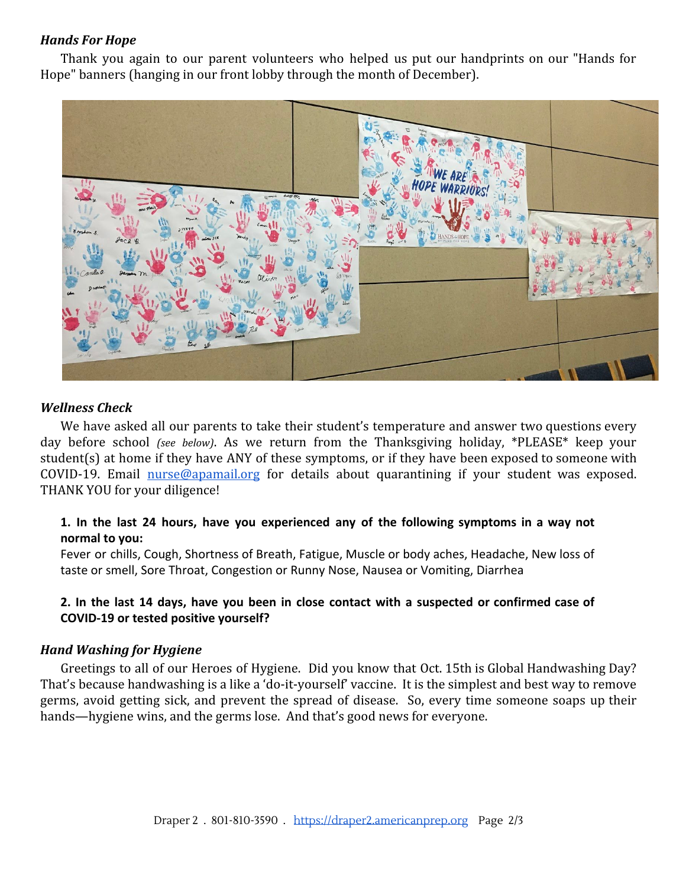### *Hands For Hope*

Thank you again to our parent volunteers who helped us put our handprints on our "Hands for Hope" banners (hanging in our front lobby through the month of December).

### *Wellness Check*

We have asked all our parents to take their student's temperature and answer two questions every day before school *(see below)*. As we return from the Thanksgiving holiday, *PLEASE* keep your student(s) at home if they have ANY of these symptoms, or if they have been exposed to someone with COVID-19. Email [nurse@apamail.org](mailto:nurse@apamail.org) for details about quarantining if your student was exposed. THANK YOU for your diligence!

**1. In the last 24 hours, have you experienced any of the following symptoms in a way not normal to you:**
Fever or chills, Cough, Shortness of Breath, Fatigue, Muscle or body aches, Headache, New loss of taste or smell, Sore Throat, Congestion or Runny Nose, Nausea or Vomiting, Diarrhea

**2. In the last 14 days, have you been in close contact with a suspected or confirmed case of COVID-19 or tested positive yourself?**

### *Hand Washing for Hygiene*

Greetings to all of our Heroes of Hygiene. Did you know that Oct. 15th is Global Handwashing Day? That's because handwashing is a like a 'do-it-yourself' vaccine. It is the simplest and best way to remove germs, avoid getting sick, and prevent the spread of disease. So, every time someone soaps up their hands—hygiene wins, and the germs lose. And that's good news for everyone.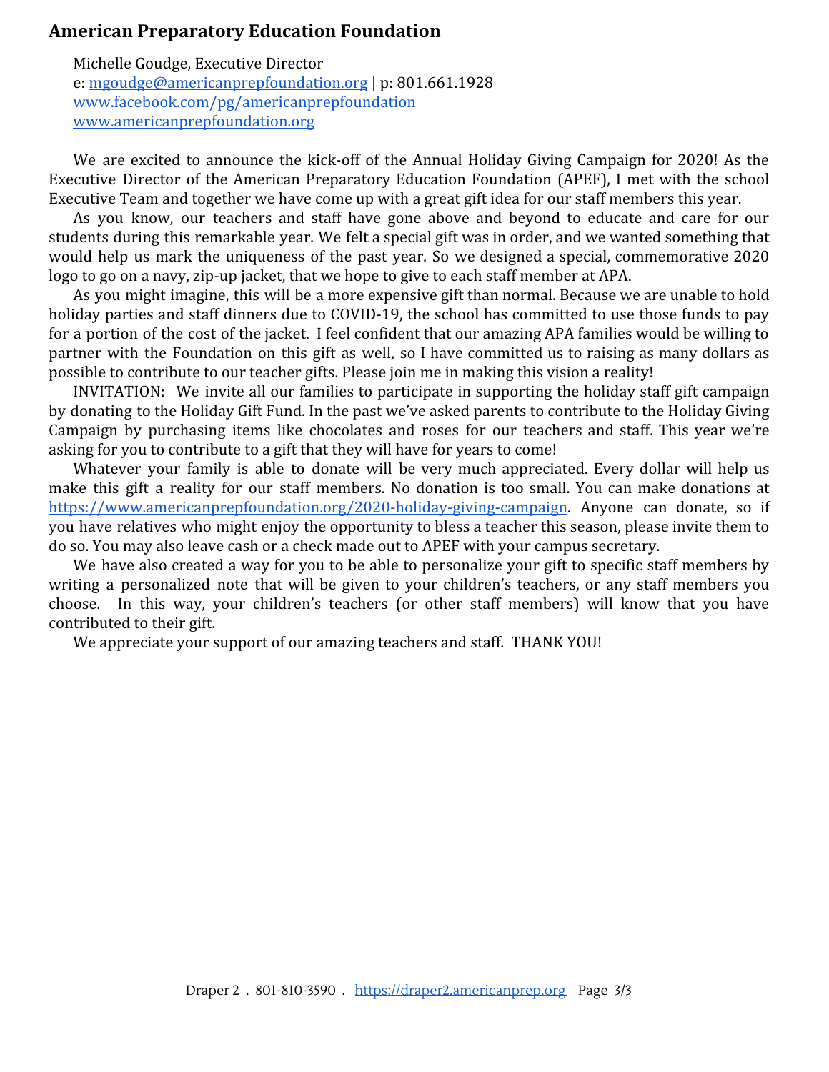## American Preparatory Education Foundation

Michelle Goudge, Executive Director
e: mgoudge@americanprepfoundation.org | p: 801.661.1928
www.facebook.com/pg/americanprepfoundation
www.americanprepfoundation.org

We are excited to announce the kick-off of the Annual Holiday Giving Campaign for 2020! As the Executive Director of the American Preparatory Education Foundation (APEF), I met with the school Executive Team and together we have come up with a great gift idea for our staff members this year.

As you know, our teachers and staff have gone above and beyond to educate and care for our students during this remarkable year. We felt a special gift was in order, and we wanted something that would help us mark the uniqueness of the past year. So we designed a special, commemorative 2020 logo to go on a navy, zip-up jacket, that we hope to give to each staff member at APA.

As you might imagine, this will be a more expensive gift than normal. Because we are unable to hold holiday parties and staff dinners due to COVID-19, the school has committed to use those funds to pay for a portion of the cost of the jacket. I feel confident that our amazing APA families would be willing to partner with the Foundation on this gift as well, so I have committed us to raising as many dollars as possible to contribute to our teacher gifts. Please join me in making this vision a reality!

INVITATION: We invite all our families to participate in supporting the holiday staff gift campaign by donating to the Holiday Gift Fund. In the past we've asked parents to contribute to the Holiday Giving Campaign by purchasing items like chocolates and roses for our teachers and staff. This year we're asking for you to contribute to a gift that they will have for years to come!

Whatever your family is able to donate will be very much appreciated. Every dollar will help us make this gift a reality for our staff members. No donation is too small. You can make donations at https://www.americanprepfoundation.org/2020-holiday-giving-campaign. Anyone can donate, so if you have relatives who might enjoy the opportunity to bless a teacher this season, please invite them to do so. You may also leave cash or a check made out to APEF with your campus secretary.

We have also created a way for you to be able to personalize your gift to specific staff members by writing a personalized note that will be given to your children's teachers, or any staff members you choose. In this way, your children's teachers (or other staff members) will know that you have contributed to their gift.

We appreciate your support of our amazing teachers and staff. THANK YOU!